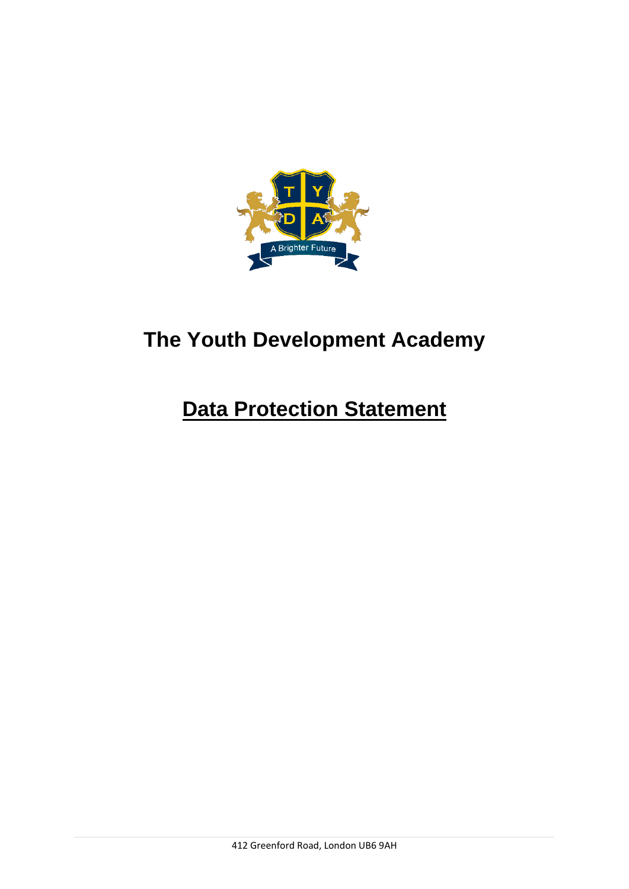# The Youth Development Academy

## Data Protection Statement

412 Greenford Road, London UB6 9AH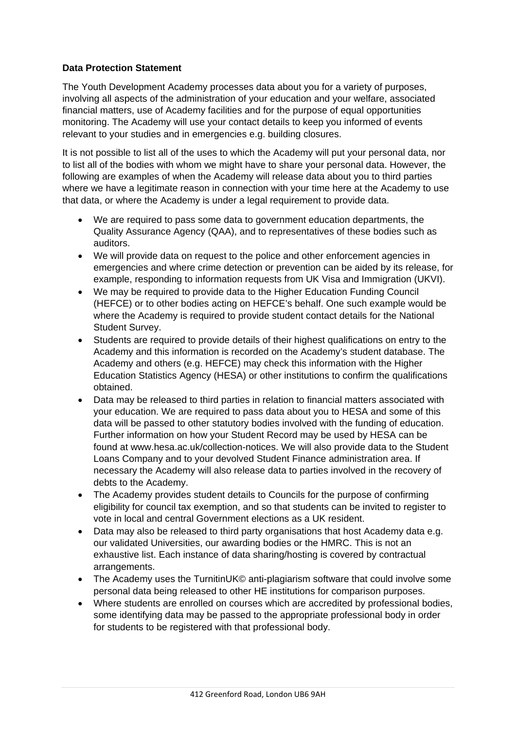**Data Protection Statement**

The Youth Development Academy processes data about you for a variety of purposes, involving all aspects of the administration of your education and your welfare, associated financial matters, use of Academy facilities and for the purpose of equal opportunities monitoring. The Academy will use your contact details to keep you informed of events relevant to your studies and in emergencies e.g. building closures.

It is not possible to list all of the uses to which the Academy will put your personal data, nor to list all of the bodies with whom we might have to share your personal data. However, the following are examples of when the Academy will release data about you to third parties where we have a legitimate reason in connection with your time here at the Academy to use that data, or where the Academy is under a legal requirement to provide data.

- We are required to pass some data to government education departments, the Quality Assurance Agency (QAA), and to representatives of these bodies such as auditors.
- We will provide data on request to the police and other enforcement agencies in emergencies and where crime detection or prevention can be aided by its release, for example, responding to information requests from UK Visa and Immigration (UKVI).
- We may be required to provide data to the Higher Education Funding Council (HEFCE) or to other bodies acting on HEFCE's behalf. One such example would be where the Academy is required to provide student contact details for the National Student Survey.
- Students are required to provide details of their highest qualifications on entry to the Academy and this information is recorded on the Academy's student database. The Academy and others (e.g. HEFCE) may check this information with the Higher Education Statistics Agency (HESA) or other institutions to confirm the qualifications obtained.
- Data may be released to third parties in relation to financial matters associated with your education. We are required to pass data about you to HESA and some of this data will be passed to other statutory bodies involved with the funding of education. Further information on how your Student Record may be used by HESA can be found at www.hesa.ac.uk/collection-notices. We will also provide data to the Student Loans Company and to your devolved Student Finance administration area. If necessary the Academy will also release data to parties involved in the recovery of debts to the Academy.
- The Academy provides student details to Councils for the purpose of confirming eligibility for council tax exemption, and so that students can be invited to register to vote in local and central Government elections as a UK resident.
- Data may also be released to third party organisations that host Academy data e.g. our validated Universities, our awarding bodies or the HMRC. This is not an exhaustive list. Each instance of data sharing/hosting is covered by contractual arrangements.
- The Academy uses the TurnitinUK© anti-plagiarism software that could involve some personal data being released to other HE institutions for comparison purposes.
- Where students are enrolled on courses which are accredited by professional bodies, some identifying data may be passed to the appropriate professional body in order for students to be registered with that professional body.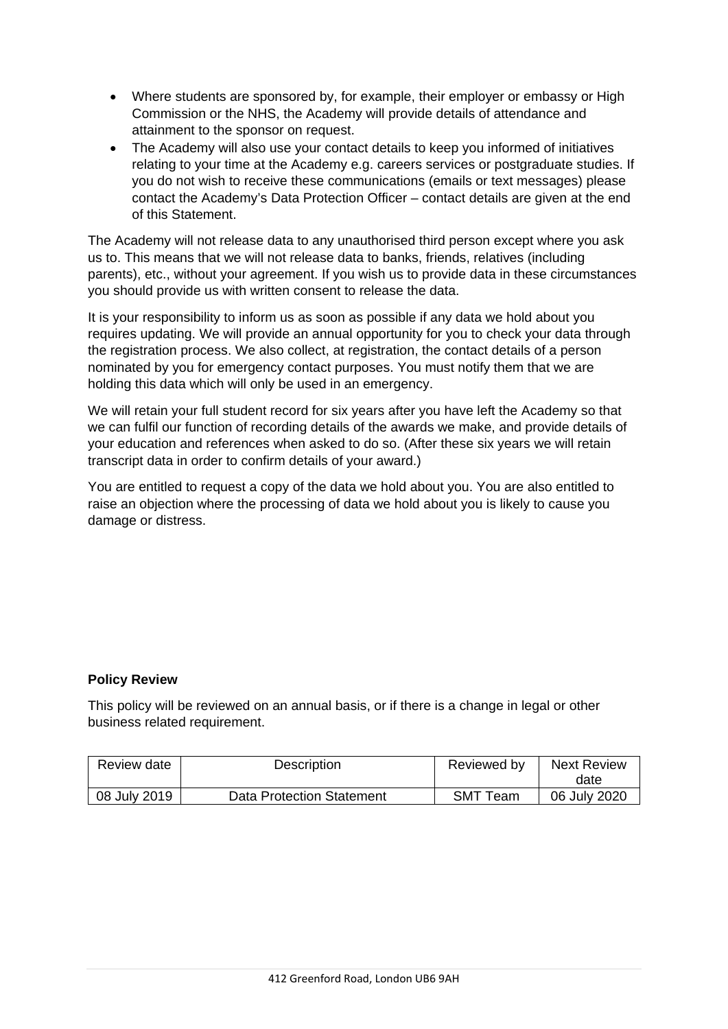- Where students are sponsored by, for example, their employer or embassy or High Commission or the NHS, the Academy will provide details of attendance and attainment to the sponsor on request.
- The Academy will also use your contact details to keep you informed of initiatives relating to your time at the Academy e.g. careers services or postgraduate studies. If you do not wish to receive these communications (emails or text messages) please contact the Academy's Data Protection Officer – contact details are given at the end of this Statement.

The Academy will not release data to any unauthorised third person except where you ask us to. This means that we will not release data to banks, friends, relatives (including parents), etc., without your agreement. If you wish us to provide data in these circumstances you should provide us with written consent to release the data.

It is your responsibility to inform us as soon as possible if any data we hold about you requires updating. We will provide an annual opportunity for you to check your data through the registration process. We also collect, at registration, the contact details of a person nominated by you for emergency contact purposes. You must notify them that we are holding this data which will only be used in an emergency.

We will retain your full student record for six years after you have left the Academy so that we can fulfil our function of recording details of the awards we make, and provide details of your education and references when asked to do so. (After these six years we will retain transcript data in order to confirm details of your award.)

You are entitled to request a copy of the data we hold about you. You are also entitled to raise an objection where the processing of data we hold about you is likely to cause you damage or distress.

**Policy Review**

This policy will be reviewed on an annual basis, or if there is a change in legal or other business related requirement.

| Review date | Description | Reviewed by | Next Review date |
|---|---|---|---|
| 08 July 2019 | Data Protection Statement | SMT Team | 06 July 2020 |